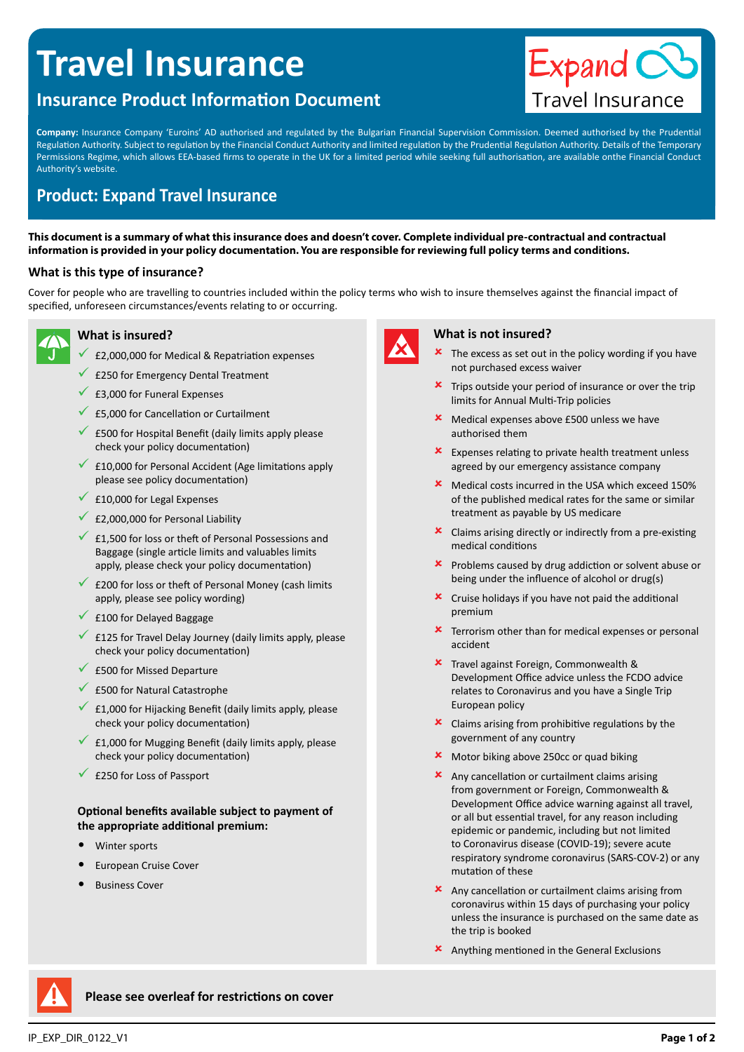# Travel Insurance

## Insurance Product Information Document

Expand Travel Insurance

**Company:** Insurance Company 'Euroins' AD authorised and regulated by the Bulgarian Financial Supervision Commission. Deemed authorised by the Prudential Regulation Authority. Subject to regulation by the Financial Conduct Authority and limited regulation by the Prudential Regulation Authority. Details of the Temporary Permissions Regime, which allows EEA-based firms to operate in the UK for a limited period while seeking full authorisation, are available onthe Financial Conduct Authority's website.

## Product: Expand Travel Insurance

**This document is a summary of what this insurance does and doesn't cover. Complete individual pre-contractual and contractual information is provided in your policy documentation. You are responsible for reviewing full policy terms and conditions.**

### What is this type of insurance?

Cover for people who are travelling to countries included within the policy terms who wish to insure themselves against the financial impact of specified, unforeseen circumstances/events relating to or occurring.

### What is insured?

- ✓ £2,000,000 for Medical & Repatriation expenses
- ✓ £250 for Emergency Dental Treatment
- ✓ £3,000 for Funeral Expenses
- ✓ £5,000 for Cancellation or Curtailment
- ✓ £500 for Hospital Benefit (daily limits apply please check your policy documentation)
- ✓ £10,000 for Personal Accident (Age limitations apply please see policy documentation)
- ✓ £10,000 for Legal Expenses
- ✓ £2,000,000 for Personal Liability
- ✓ £1,500 for loss or theft of Personal Possessions and Baggage (single article limits and valuables limits apply, please check your policy documentation)
- ✓ £200 for loss or theft of Personal Money (cash limits apply, please see policy wording)
- ✓ £100 for Delayed Baggage
- ✓ £125 for Travel Delay Journey (daily limits apply, please check your policy documentation)
- ✓ £500 for Missed Departure
- ✓ £500 for Natural Catastrophe
- ✓ £1,000 for Hijacking Benefit (daily limits apply, please check your policy documentation)
- ✓ £1,000 for Mugging Benefit (daily limits apply, please check your policy documentation)
- ✓ £250 for Loss of Passport

**Optional benefits available subject to payment of the appropriate additional premium:**

- Winter sports
- European Cruise Cover
- Business Cover

### What is not insured?

- ✗ The excess as set out in the policy wording if you have not purchased excess waiver
- ✗ Trips outside your period of insurance or over the trip limits for Annual Multi-Trip policies
- ✗ Medical expenses above £500 unless we have authorised them
- ✗ Expenses relating to private health treatment unless agreed by our emergency assistance company
- ✗ Medical costs incurred in the USA which exceed 150% of the published medical rates for the same or similar treatment as payable by US medicare
- ✗ Claims arising directly or indirectly from a pre-existing medical conditions
- ✗ Problems caused by drug addiction or solvent abuse or being under the influence of alcohol or drug(s)
- ✗ Cruise holidays if you have not paid the additional premium
- ✗ Terrorism other than for medical expenses or personal accident
- ✗ Travel against Foreign, Commonwealth & Development Office advice unless the FCDO advice relates to Coronavirus and you have a Single Trip European policy
- ✗ Claims arising from prohibitive regulations by the government of any country
- ✗ Motor biking above 250cc or quad biking
- ✗ Any cancellation or curtailment claims arising from government or Foreign, Commonwealth & Development Office advice warning against all travel, or all but essential travel, for any reason including epidemic or pandemic, including but not limited to Coronavirus disease (COVID-19); severe acute respiratory syndrome coronavirus (SARS-COV-2) or any mutation of these
- ✗ Any cancellation or curtailment claims arising from coronavirus within 15 days of purchasing your policy unless the insurance is purchased on the same date as the trip is booked
- ✗ Anything mentioned in the General Exclusions

**Please see overleaf for restrictions on cover**

IP_EXP_DIR_0122_V1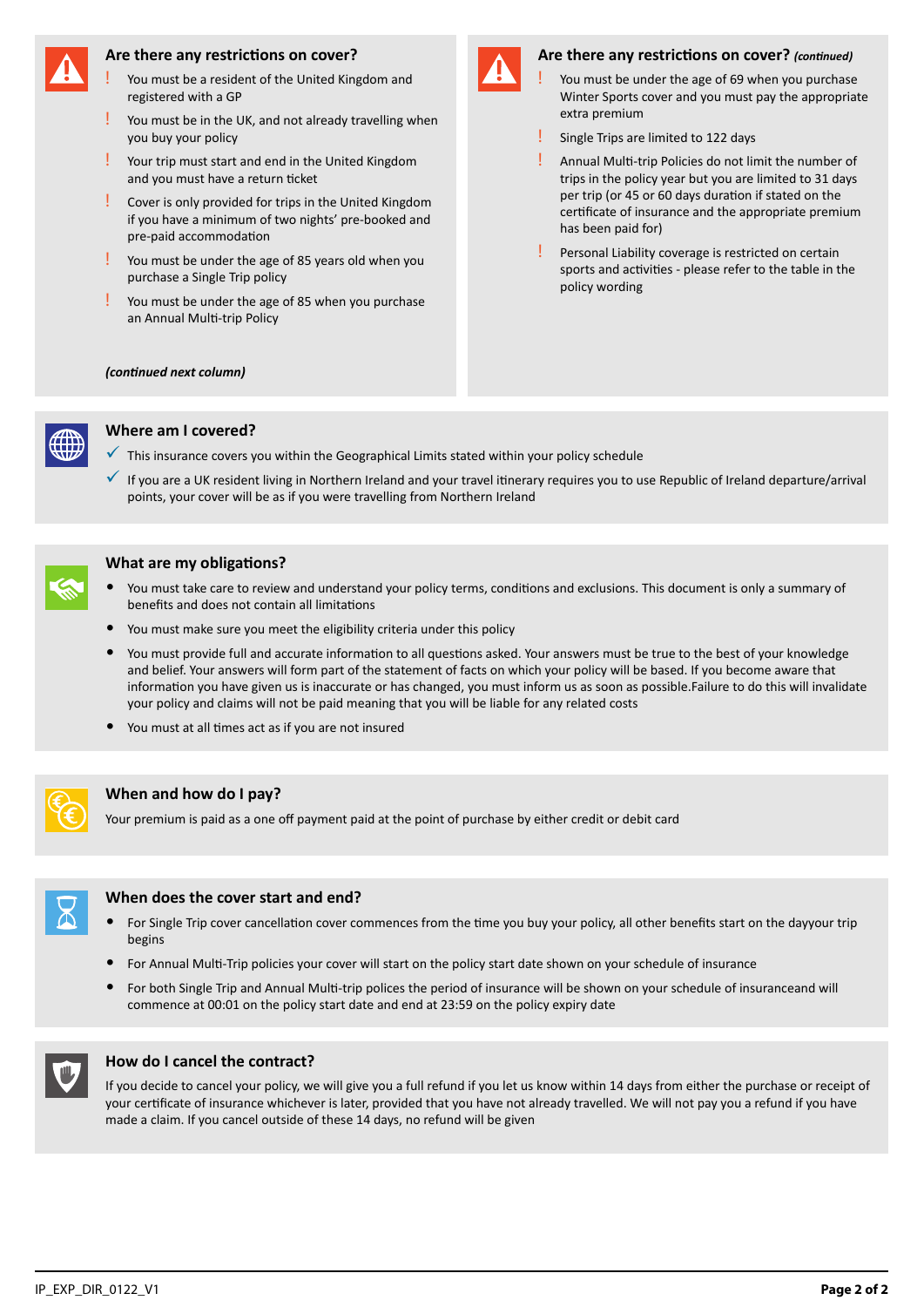## Are there any restrictions on cover?

- ! You must be a resident of the United Kingdom and registered with a GP
- ! You must be in the UK, and not already travelling when you buy your policy
- ! Your trip must start and end in the United Kingdom and you must have a return ticket
- ! Cover is only provided for trips in the United Kingdom if you have a minimum of two nights' pre-booked and pre-paid accommodation
- ! You must be under the age of 85 years old when you purchase a Single Trip policy
- ! You must be under the age of 85 when you purchase an Annual Multi-trip Policy

*(continued next column)*

## Are there any restrictions on cover? *(continued)*

- ! You must be under the age of 69 when you purchase Winter Sports cover and you must pay the appropriate extra premium
- ! Single Trips are limited to 122 days
- ! Annual Multi-trip Policies do not limit the number of trips in the policy year but you are limited to 31 days per trip (or 45 or 60 days duration if stated on the certificate of insurance and the appropriate premium has been paid for)
- ! Personal Liability coverage is restricted on certain sports and activities - please refer to the table in the policy wording

## Where am I covered?

- ✓ This insurance covers you within the Geographical Limits stated within your policy schedule
- ✓ If you are a UK resident living in Northern Ireland and your travel itinerary requires you to use Republic of Ireland departure/arrival points, your cover will be as if you were travelling from Northern Ireland

## What are my obligations?

- You must take care to review and understand your policy terms, conditions and exclusions. This document is only a summary of benefits and does not contain all limitations
- You must make sure you meet the eligibility criteria under this policy
- You must provide full and accurate information to all questions asked. Your answers must be true to the best of your knowledge and belief. Your answers will form part of the statement of facts on which your policy will be based. If you become aware that information you have given us is inaccurate or has changed, you must inform us as soon as possible.Failure to do this will invalidate your policy and claims will not be paid meaning that you will be liable for any related costs
- You must at all times act as if you are not insured

## When and how do I pay?

Your premium is paid as a one off payment paid at the point of purchase by either credit or debit card

## When does the cover start and end?

- For Single Trip cover cancellation cover commences from the time you buy your policy, all other benefits start on the dayyour trip begins
- For Annual Multi-Trip policies your cover will start on the policy start date shown on your schedule of insurance
- For both Single Trip and Annual Multi-trip polices the period of insurance will be shown on your schedule of insuranceand will commence at 00:01 on the policy start date and end at 23:59 on the policy expiry date

## How do I cancel the contract?

If you decide to cancel your policy, we will give you a full refund if you let us know within 14 days from either the purchase or receipt of your certificate of insurance whichever is later, provided that you have not already travelled. We will not pay you a refund if you have made a claim. If you cancel outside of these 14 days, no refund will be given

IP_EXP_DIR_0122_V1